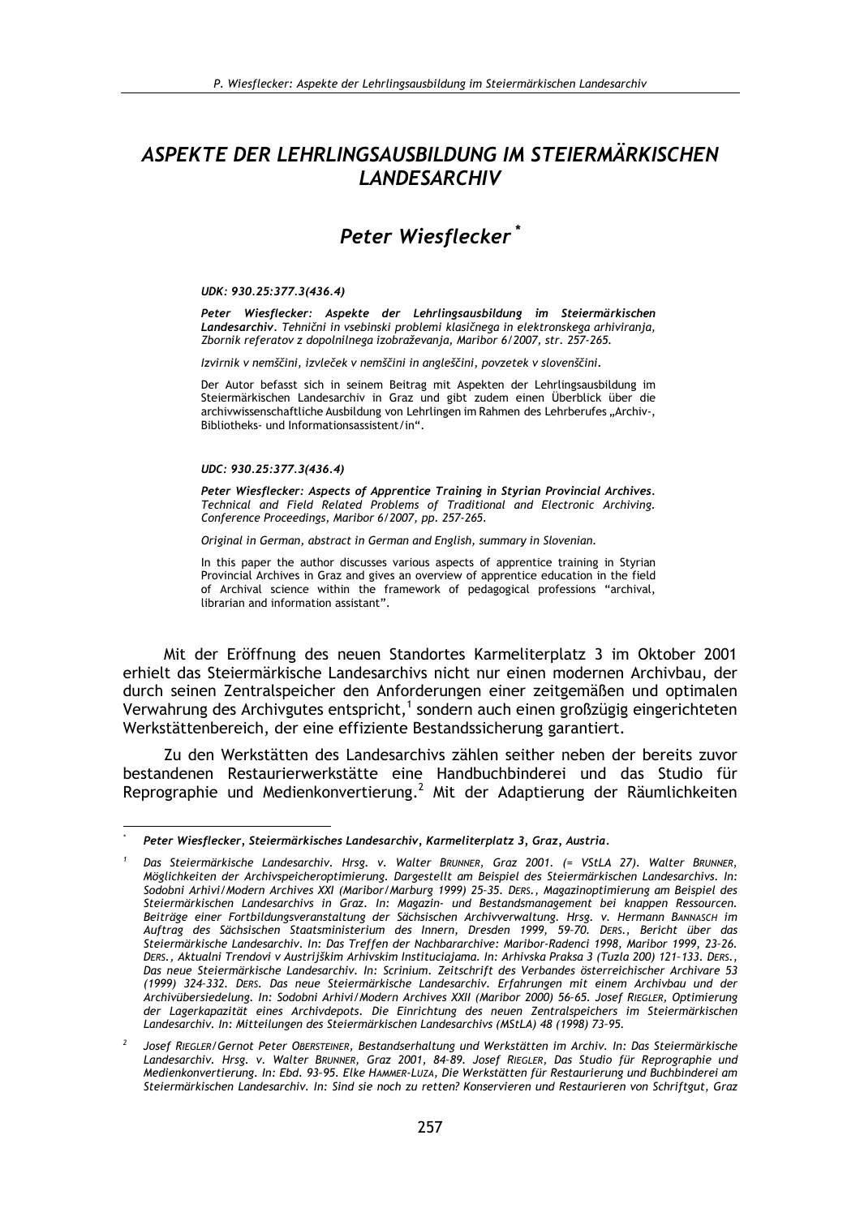# *ASPEKTE DER LEHRLINGSAUSBILDUNG IM STEIERMÄRKISCHEN LANDESARCHIV*

## *Peter Wiesflecker* *

***UDK: 930.25:377.3(436.4)***

***Peter Wiesflecker: Aspekte der Lehrlingsausbildung im Steiermärkischen Landesarchiv.*** *Tehnični in vsebinski problemi klasičnega in elektronskega arhiviranja, Zbornik referatov z dopolnilnega izobraževanja, Maribor 6/2007, str. 257-265.*

*Izvirnik v nemščini, izvleček v nemščini in angleščini, povzetek v slovenščini.*

Der Autor befasst sich in seinem Beitrag mit Aspekten der Lehrlingsausbildung im Steiermärkischen Landesarchiv in Graz und gibt zudem einen Überblick über die archivwissenschaftliche Ausbildung von Lehrlingen im Rahmen des Lehrberufes „Archiv-, Bibliotheks- und Informationsassistent/in".

***UDC: 930.25:377.3(436.4)***

***Peter Wiesflecker: Aspects of Apprentice Training in Styrian Provincial Archives.*** *Technical and Field Related Problems of Traditional and Electronic Archiving. Conference Proceedings, Maribor 6/2007, pp. 257-265.*

*Original in German, abstract in German and English, summary in Slovenian.*

In this paper the author discusses various aspects of apprentice training in Styrian Provincial Archives in Graz and gives an overview of apprentice education in the field of Archival science within the framework of pedagogical professions "archival, librarian and information assistant".

Mit der Eröffnung des neuen Standortes Karmeliterplatz 3 im Oktober 2001 erhielt das Steiermärkische Landesarchivs nicht nur einen modernen Archivbau, der durch seinen Zentralspeicher den Anforderungen einer zeitgemäßen und optimalen Verwahrung des Archivgutes entspricht,[1] sondern auch einen großzügig eingerichteten Werkstättenbereich, der eine effiziente Bestandssicherung garantiert.

Zu den Werkstätten des Landesarchivs zählen seither neben der bereits zuvor bestandenen Restaurierwerkstätte eine Handbuchbinderei und das Studio für Reprographie und Medienkonvertierung.[2] Mit der Adaptierung der Räumlichkeiten

---

\* ***Peter Wiesflecker, Steiermärkisches Landesarchiv, Karmeliterplatz 3, Graz, Austria.***

[1] *Das Steiermärkische Landesarchiv. Hrsg. v. Walter BRUNNER, Graz 2001. (= VStLA 27). Walter BRUNNER, Möglichkeiten der Archivspeicheroptimierung. Dargestellt am Beispiel des Steiermärkischen Landesarchivs. In: Sodobni Arhivi/Modern Archives XXI (Maribor/Marburg 1999) 25–35. DERS., Magazinoptimierung am Beispiel des Steiermärkischen Landesarchivs in Graz. In: Magazin- und Bestandsmanagement bei knappen Ressourcen. Beiträge einer Fortbildungsveranstaltung der Sächsischen Archivverwaltung. Hrsg. v. Hermann BANNASCH im Auftrag des Sächsischen Staatsministerium des Innern, Dresden 1999, 59–70. DERS., Bericht über das Steiermärkische Landesarchiv. In: Das Treffen der Nachbararchive: Maribor-Radenci 1998, Maribor 1999, 23–26. DERS., Aktualni Trendovi v Austrijškim Arhivskim Instituciajama. In: Arhivska Praksa 3 (Tuzla 200) 121–133. DERS., Das neue Steiermärkische Landesarchiv. In: Scrinium. Zeitschrift des Verbandes österreichischer Archivare 53 (1999) 324–332. DERS. Das neue Steiermärkische Landesarchiv. Erfahrungen mit einem Archivbau und der Archivübersiedelung. In: Sodobni Arhivi/Modern Archives XXII (Maribor 2000) 56–65. Josef RIEGLER, Optimierung der Lagerkapazität eines Archivdepots. Die Einrichtung des neuen Zentralspeichers im Steiermärkischen Landesarchiv. In: Mitteilungen des Steiermärkischen Landesarchivs (MStLA) 48 (1998) 73–95.*

[2] *Josef RIEGLER/Gernot Peter OBERSTEINER, Bestandserhaltung und Werkstätten im Archiv. In: Das Steiermärkische Landesarchiv. Hrsg. v. Walter BRUNNER, Graz 2001, 84–89. Josef RIEGLER, Das Studio für Reprographie und Medienkonvertierung. In: Ebd. 93–95. Elke HAMMER-LUZA, Die Werkstätten für Restaurierung und Buchbinderei am Steiermärkischen Landesarchiv. In: Sind sie noch zu retten? Konservieren und Restaurieren von Schriftgut, Graz*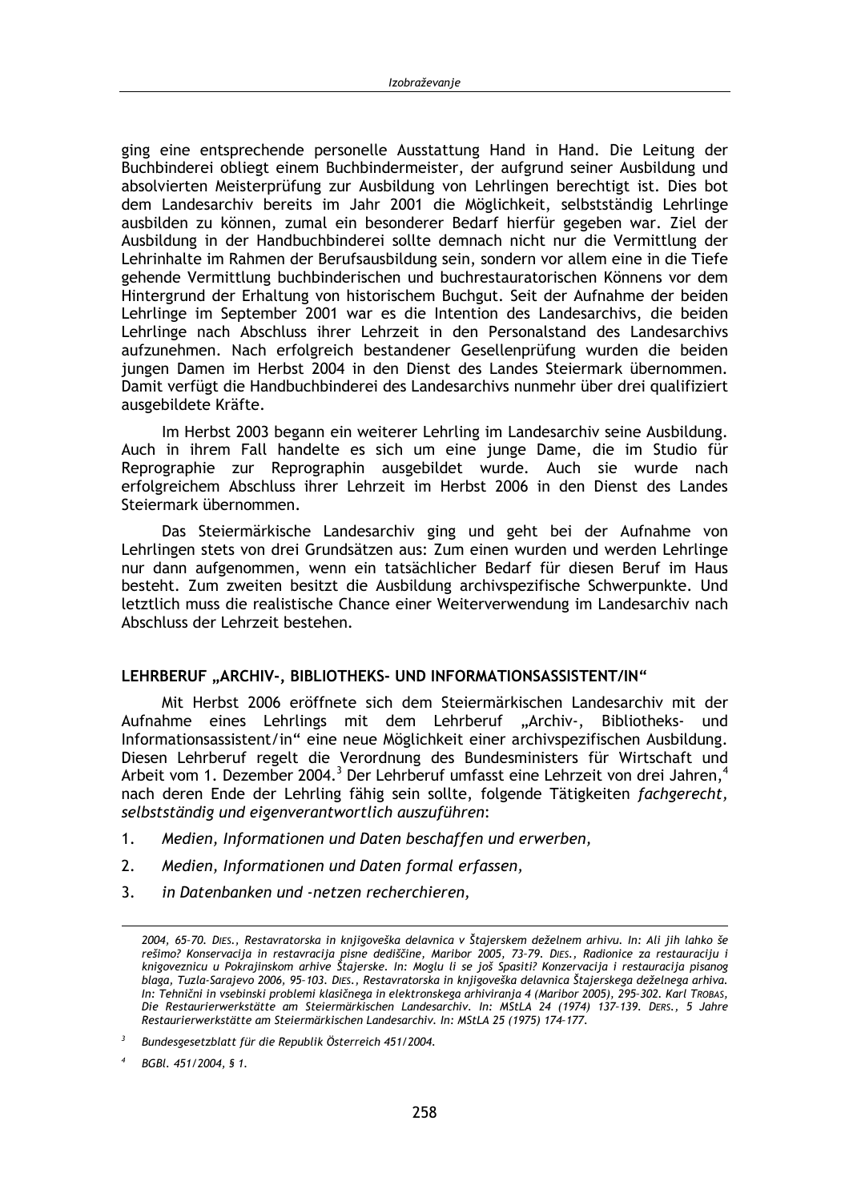ging eine entsprechende personelle Ausstattung Hand in Hand. Die Leitung der Buchbinderei obliegt einem Buchbindermeister, der aufgrund seiner Ausbildung und absolvierten Meisterprüfung zur Ausbildung von Lehrlingen berechtigt ist. Dies bot dem Landesarchiv bereits im Jahr 2001 die Möglichkeit, selbstständig Lehrlinge ausbilden zu können, zumal ein besonderer Bedarf hierfür gegeben war. Ziel der Ausbildung in der Handbuchbinderei sollte demnach nicht nur die Vermittlung der Lehrinhalte im Rahmen der Berufsausbildung sein, sondern vor allem eine in die Tiefe gehende Vermittlung buchbinderischen und buchrestauratorischen Könnens vor dem Hintergrund der Erhaltung von historischem Buchgut. Seit der Aufnahme der beiden Lehrlinge im September 2001 war es die Intention des Landesarchivs, die beiden Lehrlinge nach Abschluss ihrer Lehrzeit in den Personalstand des Landesarchivs aufzunehmen. Nach erfolgreich bestandener Gesellenprüfung wurden die beiden jungen Damen im Herbst 2004 in den Dienst des Landes Steiermark übernommen. Damit verfügt die Handbuchbinderei des Landesarchivs nunmehr über drei qualifiziert ausgebildete Kräfte.

Im Herbst 2003 begann ein weiterer Lehrling im Landesarchiv seine Ausbildung. Auch in ihrem Fall handelte es sich um eine junge Dame, die im Studio für Reprographie zur Reprographin ausgebildet wurde. Auch sie wurde nach erfolgreichem Abschluss ihrer Lehrzeit im Herbst 2006 in den Dienst des Landes Steiermark übernommen.

Das Steiermärkische Landesarchiv ging und geht bei der Aufnahme von Lehrlingen stets von drei Grundsätzen aus: Zum einen wurden und werden Lehrlinge nur dann aufgenommen, wenn ein tatsächlicher Bedarf für diesen Beruf im Haus besteht. Zum zweiten besitzt die Ausbildung archivspezifische Schwerpunkte. Und letztlich muss die realistische Chance einer Weiterverwendung im Landesarchiv nach Abschluss der Lehrzeit bestehen.

## LEHRBERUF „ARCHIV-, BIBLIOTHEKS- UND INFORMATIONSASSISTENT/IN"

Mit Herbst 2006 eröffnete sich dem Steiermärkischen Landesarchiv mit der Aufnahme eines Lehrlings mit dem Lehrberuf „Archiv-, Bibliotheks- und Informationsassistent/in" eine neue Möglichkeit einer archivspezifischen Ausbildung. Diesen Lehrberuf regelt die Verordnung des Bundesministers für Wirtschaft und Arbeit vom 1. Dezember 2004.[3] Der Lehrberuf umfasst eine Lehrzeit von drei Jahren,[4] nach deren Ende der Lehrling fähig sein sollte, folgende Tätigkeiten *fachgerecht, selbstständig und eigenverantwortlich auszuführen*:

1. *Medien, Informationen und Daten beschaffen und erwerben,*
2. *Medien, Informationen und Daten formal erfassen,*
3. *in Datenbanken und -netzen recherchieren,*

---

*2004, 65–70. DIES., Restavratorska in knjigoveška delavnica v Štajerskem deželnem arhivu. In: Ali jih lahko še rešimo? Konservacija in restavracija pisne dediščine, Maribor 2005, 73–79. DIES., Radionice za restauraciju i knigoveznicu u Pokrajinskom arhive Štajerske. In: Moglu li se još Spasiti? Konzervacija i restauracija pisanog blaga, Tuzla-Sarajevo 2006, 95–103. DIES., Restavratorska in knjigoveška delavnica Štajerskega deželnega arhiva. In: Tehnični in vsebinski problemi klasičnega in elektronskega arhiviranja 4 (Maribor 2005), 295–302. Karl TROBAS, Die Restaurierwerkstätte am Steiermärkischen Landesarchiv. In: MStLA 24 (1974) 137–139. DERS., 5 Jahre Restaurierwerkstätte am Steiermärkischen Landesarchiv. In: MStLA 25 (1975) 174–177.*

[3] *Bundesgesetzblatt für die Republik Österreich 451/2004.*

[4] *BGBl. 451/2004, § 1.*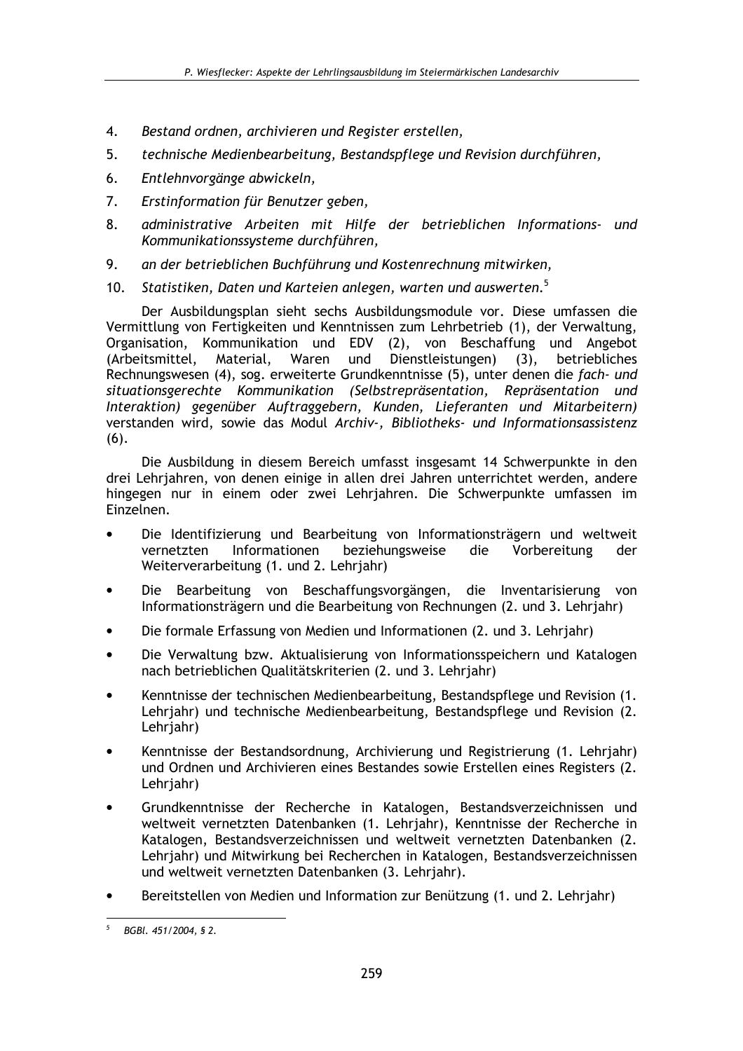4. *Bestand ordnen, archivieren und Register erstellen,*
5. *technische Medienbearbeitung, Bestandspflege und Revision durchführen,*
6. *Entlehnvorgänge abwickeln,*
7. *Erstinformation für Benutzer geben,*
8. *administrative Arbeiten mit Hilfe der betrieblichen Informations- und Kommunikationssysteme durchführen,*
9. *an der betrieblichen Buchführung und Kostenrechnung mitwirken,*
10. *Statistiken, Daten und Karteien anlegen, warten und auswerten.*[5]

Der Ausbildungsplan sieht sechs Ausbildungsmodule vor. Diese umfassen die Vermittlung von Fertigkeiten und Kenntnissen zum Lehrbetrieb (1), der Verwaltung, Organisation, Kommunikation und EDV (2), von Beschaffung und Angebot (Arbeitsmittel, Material, Waren und Dienstleistungen) (3), betriebliches Rechnungswesen (4), sog. erweiterte Grundkenntnisse (5), unter denen die *fach- und situationsgerechte Kommunikation (Selbstrepräsentation, Repräsentation und Interaktion) gegenüber Auftraggebern, Kunden, Lieferanten und Mitarbeitern)* verstanden wird, sowie das Modul *Archiv-, Bibliotheks- und Informationsassistenz* (6).

Die Ausbildung in diesem Bereich umfasst insgesamt 14 Schwerpunkte in den drei Lehrjahren, von denen einige in allen drei Jahren unterrichtet werden, andere hingegen nur in einem oder zwei Lehrjahren. Die Schwerpunkte umfassen im Einzelnen.

- Die Identifizierung und Bearbeitung von Informationsträgern und weltweit vernetzten Informationen beziehungsweise die Vorbereitung der Weiterverarbeitung (1. und 2. Lehrjahr)
- Die Bearbeitung von Beschaffungsvorgängen, die Inventarisierung von Informationsträgern und die Bearbeitung von Rechnungen (2. und 3. Lehrjahr)
- Die formale Erfassung von Medien und Informationen (2. und 3. Lehrjahr)
- Die Verwaltung bzw. Aktualisierung von Informationsspeichern und Katalogen nach betrieblichen Qualitätskriterien (2. und 3. Lehrjahr)
- Kenntnisse der technischen Medienbearbeitung, Bestandspflege und Revision (1. Lehrjahr) und technische Medienbearbeitung, Bestandspflege und Revision (2. Lehrjahr)
- Kenntnisse der Bestandsordnung, Archivierung und Registrierung (1. Lehrjahr) und Ordnen und Archivieren eines Bestandes sowie Erstellen eines Registers (2. Lehrjahr)
- Grundkenntnisse der Recherche in Katalogen, Bestandsverzeichnissen und weltweit vernetzten Datenbanken (1. Lehrjahr), Kenntnisse der Recherche in Katalogen, Bestandsverzeichnissen und weltweit vernetzten Datenbanken (2. Lehrjahr) und Mitwirkung bei Recherchen in Katalogen, Bestandsverzeichnissen und weltweit vernetzten Datenbanken (3. Lehrjahr).
- Bereitstellen von Medien und Information zur Benützung (1. und 2. Lehrjahr)

[5] *BGBl. 451/2004, § 2.*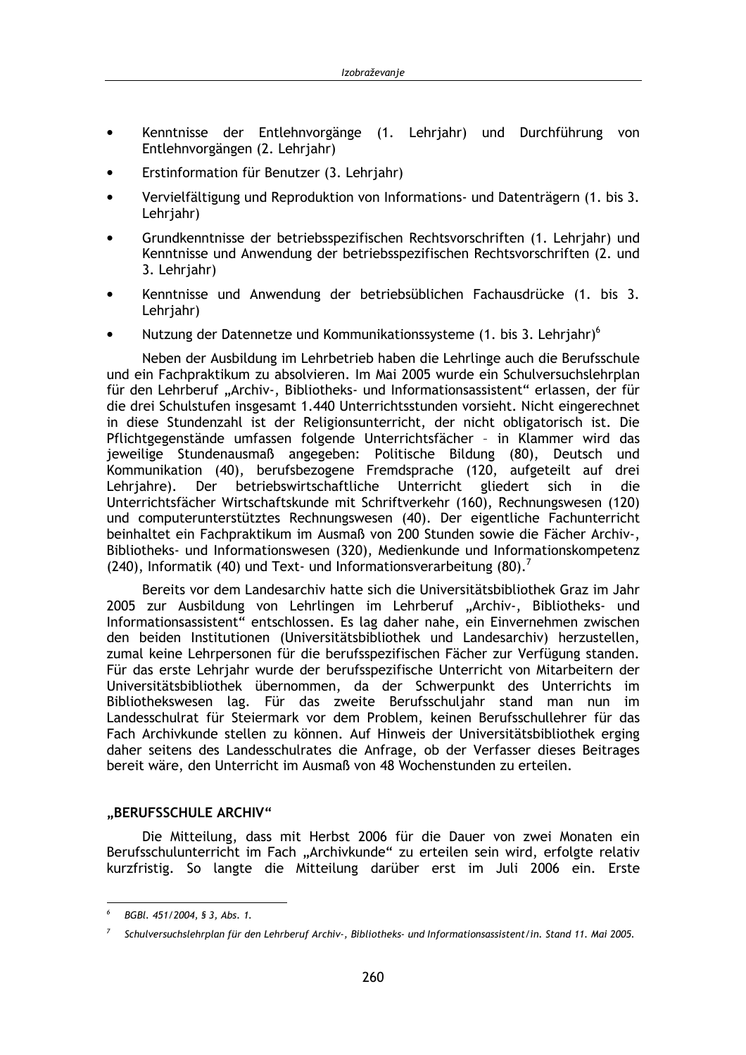- Kenntnisse der Entlehnvorgänge (1. Lehrjahr) und Durchführung von Entlehnvorgängen (2. Lehrjahr)
- Erstinformation für Benutzer (3. Lehrjahr)
- Vervielfältigung und Reproduktion von Informations- und Datenträgern (1. bis 3. Lehrjahr)
- Grundkenntnisse der betriebsspezifischen Rechtsvorschriften (1. Lehrjahr) und Kenntnisse und Anwendung der betriebsspezifischen Rechtsvorschriften (2. und 3. Lehrjahr)
- Kenntnisse und Anwendung der betriebsüblichen Fachausdrücke (1. bis 3. Lehrjahr)
- Nutzung der Datennetze und Kommunikationssysteme (1. bis 3. Lehrjahr)[6]

Neben der Ausbildung im Lehrbetrieb haben die Lehrlinge auch die Berufsschule und ein Fachpraktikum zu absolvieren. Im Mai 2005 wurde ein Schulversuchslehrplan für den Lehrberuf „Archiv-, Bibliotheks- und Informationsassistent" erlassen, der für die drei Schulstufen insgesamt 1.440 Unterrichtsstunden vorsieht. Nicht eingerechnet in diese Stundenzahl ist der Religionsunterricht, der nicht obligatorisch ist. Die Pflichtgegenstände umfassen folgende Unterrichtsfächer – in Klammer wird das jeweilige Stundenausmaß angegeben: Politische Bildung (80), Deutsch und Kommunikation (40), berufsbezogene Fremdsprache (120, aufgeteilt auf drei Lehrjahre). Der betriebswirtschaftliche Unterricht gliedert sich in die Unterrichtsfächer Wirtschaftskunde mit Schriftverkehr (160), Rechnungswesen (120) und computerunterstütztes Rechnungswesen (40). Der eigentliche Fachunterricht beinhaltet ein Fachpraktikum im Ausmaß von 200 Stunden sowie die Fächer Archiv-, Bibliotheks- und Informationswesen (320), Medienkunde und Informationskompetenz (240), Informatik (40) und Text- und Informationsverarbeitung (80).[7]

Bereits vor dem Landesarchiv hatte sich die Universitätsbibliothek Graz im Jahr 2005 zur Ausbildung von Lehrlingen im Lehrberuf „Archiv-, Bibliotheks- und Informationsassistent" entschlossen. Es lag daher nahe, ein Einvernehmen zwischen den beiden Institutionen (Universitätsbibliothek und Landesarchiv) herzustellen, zumal keine Lehrpersonen für die berufsspezifischen Fächer zur Verfügung standen. Für das erste Lehrjahr wurde der berufsspezifische Unterricht von Mitarbeitern der Universitätsbibliothek übernommen, da der Schwerpunkt des Unterrichts im Bibliothekswesen lag. Für das zweite Berufsschuljahr stand man nun im Landesschulrat für Steiermark vor dem Problem, keinen Berufsschullehrer für das Fach Archivkunde stellen zu können. Auf Hinweis der Universitätsbibliothek erging daher seitens des Landesschulrates die Anfrage, ob der Verfasser dieses Beitrages bereit wäre, den Unterricht im Ausmaß von 48 Wochenstunden zu erteilen.

## „BERUFSSCHULE ARCHIV"

Die Mitteilung, dass mit Herbst 2006 für die Dauer von zwei Monaten ein Berufsschulunterricht im Fach „Archivkunde" zu erteilen sein wird, erfolgte relativ kurzfristig. So langte die Mitteilung darüber erst im Juli 2006 ein. Erste

---

[6] *BGBl. 451/2004, § 3, Abs. 1.*

[7] *Schulversuchslehrplan für den Lehrberuf Archiv-, Bibliotheks- und Informationsassistent/in. Stand 11. Mai 2005.*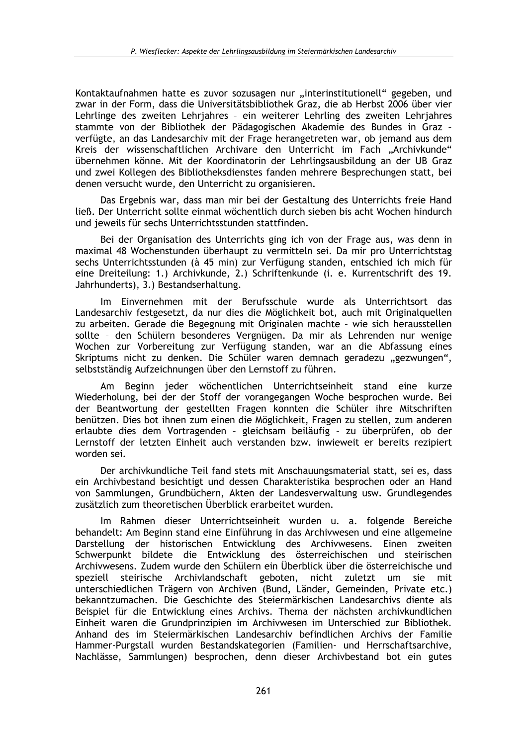Kontaktaufnahmen hatte es zuvor sozusagen nur „interinstitutionell" gegeben, und zwar in der Form, dass die Universitätsbibliothek Graz, die ab Herbst 2006 über vier Lehrlinge des zweiten Lehrjahres – ein weiterer Lehrling des zweiten Lehrjahres stammte von der Bibliothek der Pädagogischen Akademie des Bundes in Graz – verfügte, an das Landesarchiv mit der Frage herangetreten war, ob jemand aus dem Kreis der wissenschaftlichen Archivare den Unterricht im Fach „Archivkunde" übernehmen könne. Mit der Koordinatorin der Lehrlingsausbildung an der UB Graz und zwei Kollegen des Bibliotheksdienstes fanden mehrere Besprechungen statt, bei denen versucht wurde, den Unterricht zu organisieren.

Das Ergebnis war, dass man mir bei der Gestaltung des Unterrichts freie Hand ließ. Der Unterricht sollte einmal wöchentlich durch sieben bis acht Wochen hindurch und jeweils für sechs Unterrichtsstunden stattfinden.

Bei der Organisation des Unterrichts ging ich von der Frage aus, was denn in maximal 48 Wochenstunden überhaupt zu vermitteln sei. Da mir pro Unterrichtstag sechs Unterrichtsstunden (à 45 min) zur Verfügung standen, entschied ich mich für eine Dreiteilung: 1.) Archivkunde, 2.) Schriftenkunde (i. e. Kurrentschrift des 19. Jahrhunderts), 3.) Bestandserhaltung.

Im Einvernehmen mit der Berufsschule wurde als Unterrichtsort das Landesarchiv festgesetzt, da nur dies die Möglichkeit bot, auch mit Originalquellen zu arbeiten. Gerade die Begegnung mit Originalen machte – wie sich herausstellen sollte – den Schülern besonderes Vergnügen. Da mir als Lehrenden nur wenige Wochen zur Vorbereitung zur Verfügung standen, war an die Abfassung eines Skriptums nicht zu denken. Die Schüler waren demnach geradezu „gezwungen", selbstständig Aufzeichnungen über den Lernstoff zu führen.

Am Beginn jeder wöchentlichen Unterrichtseinheit stand eine kurze Wiederholung, bei der der Stoff der vorangegangen Woche besprochen wurde. Bei der Beantwortung der gestellten Fragen konnten die Schüler ihre Mitschriften benützen. Dies bot ihnen zum einen die Möglichkeit, Fragen zu stellen, zum anderen erlaubte dies dem Vortragenden – gleichsam beiläufig – zu überprüfen, ob der Lernstoff der letzten Einheit auch verstanden bzw. inwieweit er bereits rezipiert worden sei.

Der archivkundliche Teil fand stets mit Anschauungsmaterial statt, sei es, dass ein Archivbestand besichtigt und dessen Charakteristika besprochen oder an Hand von Sammlungen, Grundbüchern, Akten der Landesverwaltung usw. Grundlegendes zusätzlich zum theoretischen Überblick erarbeitet wurden.

Im Rahmen dieser Unterrichtseinheit wurden u. a. folgende Bereiche behandelt: Am Beginn stand eine Einführung in das Archivwesen und eine allgemeine Darstellung der historischen Entwicklung des Archivwesens. Einen zweiten Schwerpunkt bildete die Entwicklung des österreichischen und steirischen Archivwesens. Zudem wurde den Schülern ein Überblick über die österreichische und speziell steirische Archivlandschaft geboten, nicht zuletzt um sie mit unterschiedlichen Trägern von Archiven (Bund, Länder, Gemeinden, Private etc.) bekanntzumachen. Die Geschichte des Steiermärkischen Landesarchivs diente als Beispiel für die Entwicklung eines Archivs. Thema der nächsten archivkundlichen Einheit waren die Grundprinzipien im Archivwesen im Unterschied zur Bibliothek. Anhand des im Steiermärkischen Landesarchiv befindlichen Archivs der Familie Hammer-Purgstall wurden Bestandskategorien (Familien- und Herrschaftsarchive, Nachlässe, Sammlungen) besprochen, denn dieser Archivbestand bot ein gutes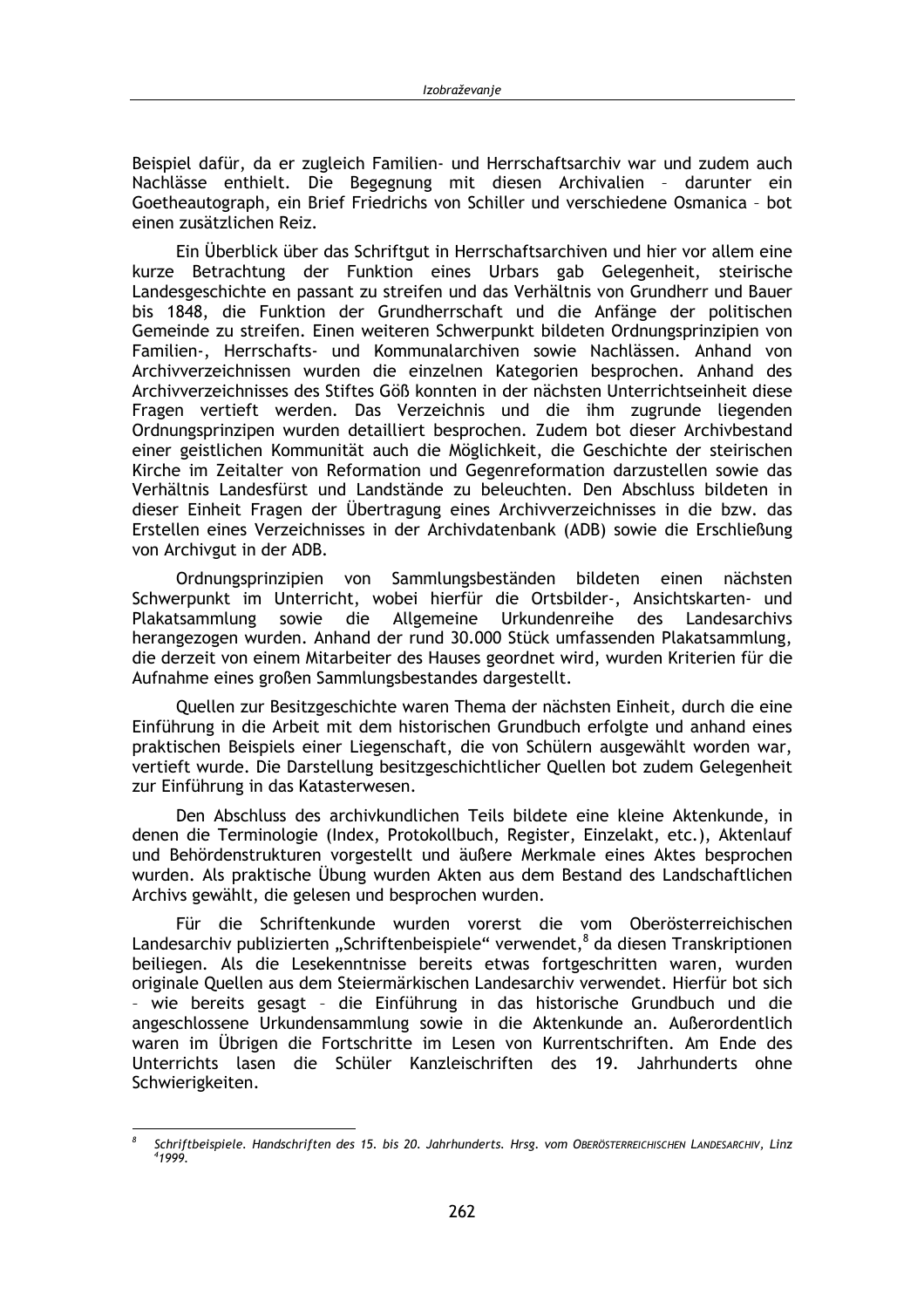Beispiel dafür, da er zugleich Familien- und Herrschaftsarchiv war und zudem auch Nachlässe enthielt. Die Begegnung mit diesen Archivalien – darunter ein Goetheautograph, ein Brief Friedrichs von Schiller und verschiedene Osmanica – bot einen zusätzlichen Reiz.

Ein Überblick über das Schriftgut in Herrschaftsarchiven und hier vor allem eine kurze Betrachtung der Funktion eines Urbars gab Gelegenheit, steirische Landesgeschichte en passant zu streifen und das Verhältnis von Grundherr und Bauer bis 1848, die Funktion der Grundherrschaft und die Anfänge der politischen Gemeinde zu streifen. Einen weiteren Schwerpunkt bildeten Ordnungsprinzipien von Familien-, Herrschafts- und Kommunalarchiven sowie Nachlässen. Anhand von Archivverzeichnissen wurden die einzelnen Kategorien besprochen. Anhand des Archivverzeichnisses des Stiftes Göß konnten in der nächsten Unterrichtseinheit diese Fragen vertieft werden. Das Verzeichnis und die ihm zugrunde liegenden Ordnungsprinzipen wurden detailliert besprochen. Zudem bot dieser Archivbestand einer geistlichen Kommunität auch die Möglichkeit, die Geschichte der steirischen Kirche im Zeitalter von Reformation und Gegenreformation darzustellen sowie das Verhältnis Landesfürst und Landstände zu beleuchten. Den Abschluss bildeten in dieser Einheit Fragen der Übertragung eines Archivverzeichnisses in die bzw. das Erstellen eines Verzeichnisses in der Archivdatenbank (ADB) sowie die Erschließung von Archivgut in der ADB.

Ordnungsprinzipien von Sammlungsbeständen bildeten einen nächsten Schwerpunkt im Unterricht, wobei hierfür die Ortsbilder-, Ansichtskarten- und Plakatsammlung sowie die Allgemeine Urkundenreihe des Landesarchivs herangezogen wurden. Anhand der rund 30.000 Stück umfassenden Plakatsammlung, die derzeit von einem Mitarbeiter des Hauses geordnet wird, wurden Kriterien für die Aufnahme eines großen Sammlungsbestandes dargestellt.

Quellen zur Besitzgeschichte waren Thema der nächsten Einheit, durch die eine Einführung in die Arbeit mit dem historischen Grundbuch erfolgte und anhand eines praktischen Beispiels einer Liegenschaft, die von Schülern ausgewählt worden war, vertieft wurde. Die Darstellung besitzgeschichtlicher Quellen bot zudem Gelegenheit zur Einführung in das Katasterwesen.

Den Abschluss des archivkundlichen Teils bildete eine kleine Aktenkunde, in denen die Terminologie (Index, Protokollbuch, Register, Einzelakt, etc.), Aktenlauf und Behördenstrukturen vorgestellt und äußere Merkmale eines Aktes besprochen wurden. Als praktische Übung wurden Akten aus dem Bestand des Landschaftlichen Archivs gewählt, die gelesen und besprochen wurden.

Für die Schriftenkunde wurden vorerst die vom Oberösterreichischen Landesarchiv publizierten „Schriftenbeispiele" verwendet,[8] da diesen Transkriptionen beiliegen. Als die Lesekenntnisse bereits etwas fortgeschritten waren, wurden originale Quellen aus dem Steiermärkischen Landesarchiv verwendet. Hierfür bot sich – wie bereits gesagt – die Einführung in das historische Grundbuch und die angeschlossene Urkundensammlung sowie in die Aktenkunde an. Außerordentlich waren im Übrigen die Fortschritte im Lesen von Kurrentschriften. Am Ende des Unterrichts lasen die Schüler Kanzleischriften des 19. Jahrhunderts ohne Schwierigkeiten.

---

[8] *Schriftbeispiele. Handschriften des 15. bis 20. Jahrhunderts. Hrsg. vom* OBERÖSTERREICHISCHEN LANDESARCHIV*, Linz* [4]*1999.*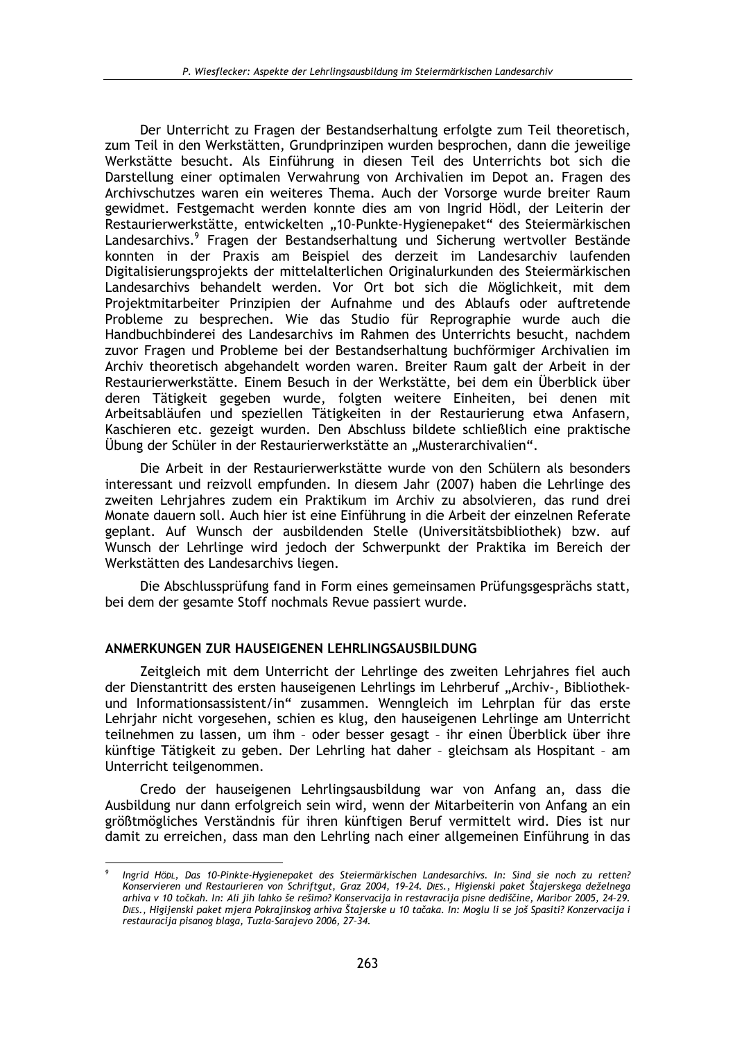Der Unterricht zu Fragen der Bestandserhaltung erfolgte zum Teil theoretisch, zum Teil in den Werkstätten, Grundprinzipen wurden besprochen, dann die jeweilige Werkstätte besucht. Als Einführung in diesen Teil des Unterrichts bot sich die Darstellung einer optimalen Verwahrung von Archivalien im Depot an. Fragen des Archivschutzes waren ein weiteres Thema. Auch der Vorsorge wurde breiter Raum gewidmet. Festgemacht werden konnte dies am von Ingrid Hödl, der Leiterin der Restaurierwerkstätte, entwickelten „10-Punkte-Hygienepaket" des Steiermärkischen Landesarchivs.[9] Fragen der Bestandserhaltung und Sicherung wertvoller Bestände konnten in der Praxis am Beispiel des derzeit im Landesarchiv laufenden Digitalisierungsprojekts der mittelalterlichen Originalurkunden des Steiermärkischen Landesarchivs behandelt werden. Vor Ort bot sich die Möglichkeit, mit dem Projektmitarbeiter Prinzipien der Aufnahme und des Ablaufs oder auftretende Probleme zu besprechen. Wie das Studio für Reprographie wurde auch die Handbuchbinderei des Landesarchivs im Rahmen des Unterrichts besucht, nachdem zuvor Fragen und Probleme bei der Bestandserhaltung buchförmiger Archivalien im Archiv theoretisch abgehandelt worden waren. Breiter Raum galt der Arbeit in der Restaurierwerkstätte. Einem Besuch in der Werkstätte, bei dem ein Überblick über deren Tätigkeit gegeben wurde, folgten weitere Einheiten, bei denen mit Arbeitsabläufen und speziellen Tätigkeiten in der Restaurierung etwa Anfasern, Kaschieren etc. gezeigt wurden. Den Abschluss bildete schließlich eine praktische Übung der Schüler in der Restaurierwerkstätte an „Musterarchivalien".

Die Arbeit in der Restaurierwerkstätte wurde von den Schülern als besonders interessant und reizvoll empfunden. In diesem Jahr (2007) haben die Lehrlinge des zweiten Lehrjahres zudem ein Praktikum im Archiv zu absolvieren, das rund drei Monate dauern soll. Auch hier ist eine Einführung in die Arbeit der einzelnen Referate geplant. Auf Wunsch der ausbildenden Stelle (Universitätsbibliothek) bzw. auf Wunsch der Lehrlinge wird jedoch der Schwerpunkt der Praktika im Bereich der Werkstätten des Landesarchivs liegen.

Die Abschlussprüfung fand in Form eines gemeinsamen Prüfungsgesprächs statt, bei dem der gesamte Stoff nochmals Revue passiert wurde.

## ANMERKUNGEN ZUR HAUSEIGENEN LEHRLINGSAUSBILDUNG

Zeitgleich mit dem Unterricht der Lehrlinge des zweiten Lehrjahres fiel auch der Dienstantritt des ersten hauseigenen Lehrlings im Lehrberuf „Archiv-, Bibliothek- und Informationsassistent/in" zusammen. Wenngleich im Lehrplan für das erste Lehrjahr nicht vorgesehen, schien es klug, den hauseigenen Lehrlinge am Unterricht teilnehmen zu lassen, um ihm – oder besser gesagt – ihr einen Überblick über ihre künftige Tätigkeit zu geben. Der Lehrling hat daher – gleichsam als Hospitant – am Unterricht teilgenommen.

Credo der hauseigenen Lehrlingsausbildung war von Anfang an, dass die Ausbildung nur dann erfolgreich sein wird, wenn der Mitarbeiterin von Anfang an ein größtmögliches Verständnis für ihren künftigen Beruf vermittelt wird. Dies ist nur damit zu erreichen, dass man den Lehrling nach einer allgemeinen Einführung in das

---

[9] *Ingrid Hödl, Das 10-Pinkte-Hygienepaket des Steiermärkischen Landesarchivs. In: Sind sie noch zu retten? Konservieren und Restaurieren von Schriftgut, Graz 2004, 19-24. Dies., Higienski paket Štajerskega deželnega arhiva v 10 točkah. In: Ali jih lahko še rešimo? Konservacija in restavracija pisne dediščine, Maribor 2005, 24-29. Dies., Higijenski paket mjera Pokrajinskog arhiva Štajerske u 10 tačaka. In: Moglu li se još Spasiti? Konzervacija i restauracija pisanog blaga, Tuzla-Sarajevo 2006, 27-34.*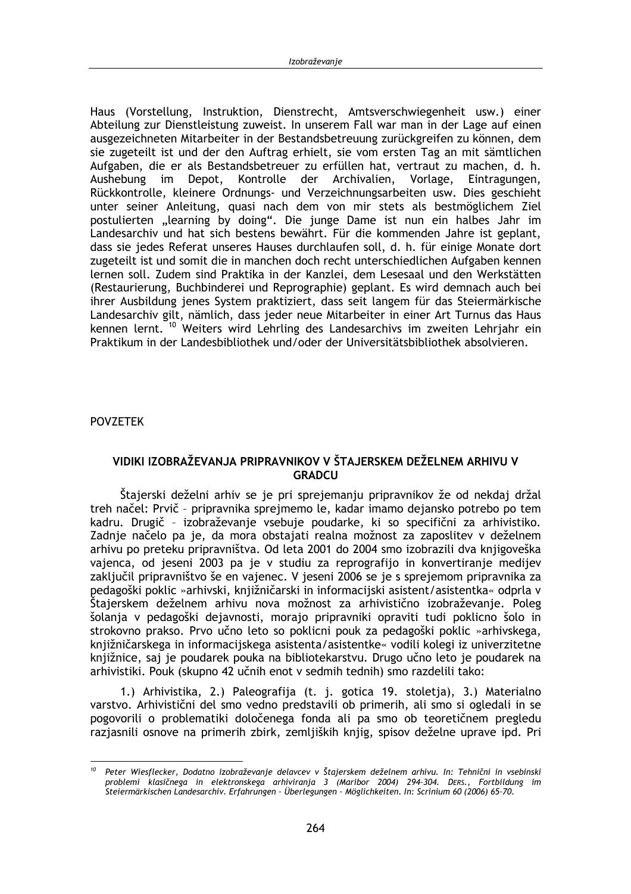Haus (Vorstellung, Instruktion, Dienstrecht, Amtsverschwiegenheit usw.) einer Abteilung zur Dienstleistung zuweist. In unserem Fall war man in der Lage auf einen ausgezeichneten Mitarbeiter in der Bestandsbetreuung zurückgreifen zu können, dem sie zugeteilt ist und der den Auftrag erhielt, sie vom ersten Tag an mit sämtlichen Aufgaben, die er als Bestandsbetreuer zu erfüllen hat, vertraut zu machen, d. h. Aushebung im Depot, Kontrolle der Archivalien, Vorlage, Eintragungen, Rückkontrolle, kleinere Ordnungs- und Verzeichnungsarbeiten usw. Dies geschieht unter seiner Anleitung, quasi nach dem von mir stets als bestmöglichem Ziel postulierten „learning by doing". Die junge Dame ist nun ein halbes Jahr im Landesarchiv und hat sich bestens bewährt. Für die kommenden Jahre ist geplant, dass sie jedes Referat unseres Hauses durchlaufen soll, d. h. für einige Monate dort zugeteilt ist und somit die in manchen doch recht unterschiedlichen Aufgaben kennen lernen soll. Zudem sind Praktika in der Kanzlei, dem Lesesaal und den Werkstätten (Restaurierung, Buchbinderei und Reprographie) geplant. Es wird demnach auch bei ihrer Ausbildung jenes System praktiziert, dass seit langem für das Steiermärkische Landesarchiv gilt, nämlich, dass jeder neue Mitarbeiter in einer Art Turnus das Haus kennen lernt. [10] Weiters wird Lehrling des Landesarchivs im zweiten Lehrjahr ein Praktikum in der Landesbibliothek und/oder der Universitätsbibliothek absolvieren.

POVZETEK

## VIDIKI IZOBRAŽEVANJA PRIPRAVNIKOV V ŠTAJERSKEM DEŽELNEM ARHIVU V GRADCU

Štajerski deželni arhiv se je pri sprejemanju pripravnikov že od nekdaj držal treh načel: Prvič – pripravnika sprejmemo le, kadar imamo dejansko potrebo po tem kadru. Drugič – izobraževanje vsebuje poudarke, ki so specifični za arhivistiko. Zadnje načelo pa je, da mora obstajati realna možnost za zaposlitev v deželnem arhivu po preteku pripravništva. Od leta 2001 do 2004 smo izobrazili dva knjigoveška vajenca, od jeseni 2003 pa je v studiu za reprografijo in konvertiranje medijev zaključil pripravništvo še en vajenec. V jeseni 2006 se je s sprejemom pripravnika za pedagoški poklic »arhivski, knjižničarski in informacijski asistent/asistentka« odprla v Štajerskem deželnem arhivu nova možnost za arhivistično izobraževanje. Poleg šolanja v pedagoški dejavnosti, morajo pripravniki opraviti tudi poklicno šolo in strokovno prakso. Prvo učno leto so poklicni pouk za pedagoški poklic »arhivskega, knjižničarskega in informacijskega asistenta/asistentke« vodili kolegi iz univerzitetne knjižnice, saj je poudarek pouka na bibliotekarstvu. Drugo učno leto je poudarek na arhivistiki. Pouk (skupno 42 učnih enot v sedmih tednih) smo razdelili tako:

1.) Arhivistika, 2.) Paleografija (t. j. gotica 19. stoletja), 3.) Materialno varstvo. Arhivistični del smo vedno predstavili ob primerih, ali smo si ogledali in se pogovorili o problematiki določenega fonda ali pa smo ob teoretičnem pregledu razjasnili osnove na primerih zbirk, zemljiških knjig, spisov deželne uprave ipd. Pri

---

[10] *Peter Wiesflecker, Dodatno izobraževanje delavcev v Štajerskem deželnem arhivu. In: Tehnični in vsebinski problemi klasičnega in elektronskega arhiviranja 3 (Maribor 2004) 294-304. DERS., Fortbildung im Steiermärkischen Landesarchiv. Erfahrungen – Überlegungen – Möglichkeiten. In: Scrinium 60 (2006) 65-70.*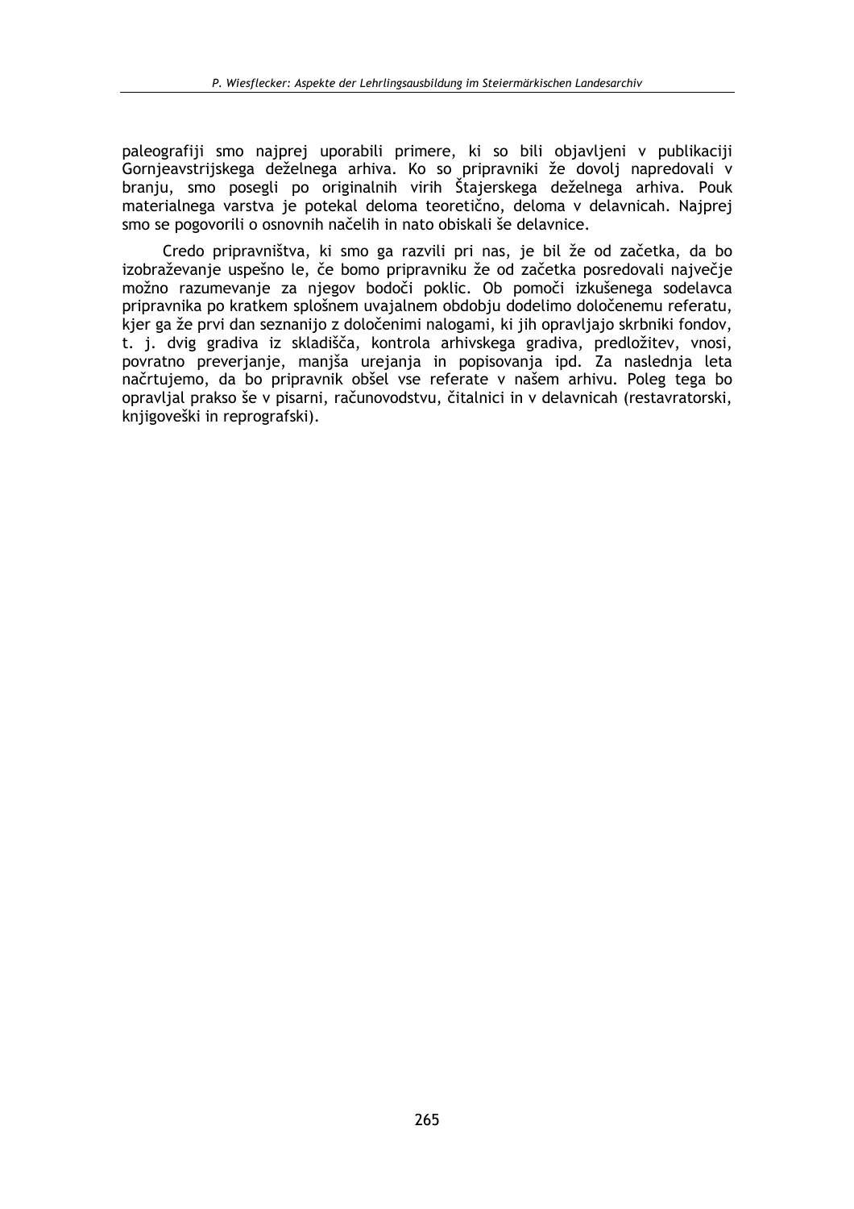paleografiji smo najprej uporabili primere, ki so bili objavljeni v publikaciji Gornjeavstrijskega deželnega arhiva. Ko so pripravniki že dovolj napredovali v branju, smo posegli po originalnih virih Štajerskega deželnega arhiva. Pouk materialnega varstva je potekal deloma teoretično, deloma v delavnicah. Najprej smo se pogovorili o osnovnih načelih in nato obiskali še delavnice.

Credo pripravništva, ki smo ga razvili pri nas, je bil že od začetka, da bo izobraževanje uspešno le, če bomo pripravniku že od začetka posredovali največje možno razumevanje za njegov bodoči poklic. Ob pomoči izkušenega sodelavca pripravnika po kratkem splošnem uvajalnem obdobju dodelimo določenemu referatu, kjer ga že prvi dan seznanijo z določenimi nalogami, ki jih opravljajo skrbniki fondov, t. j. dvig gradiva iz skladišča, kontrola arhivskega gradiva, predložitev, vnosi, povratno preverjanje, manjša urejanja in popisovanja ipd. Za naslednja leta načrtujemo, da bo pripravnik obšel vse referate v našem arhivu. Poleg tega bo opravljal prakso še v pisarni, računovodstvu, čitalnici in v delavnicah (restavratorski, knjigoveški in reprografski).